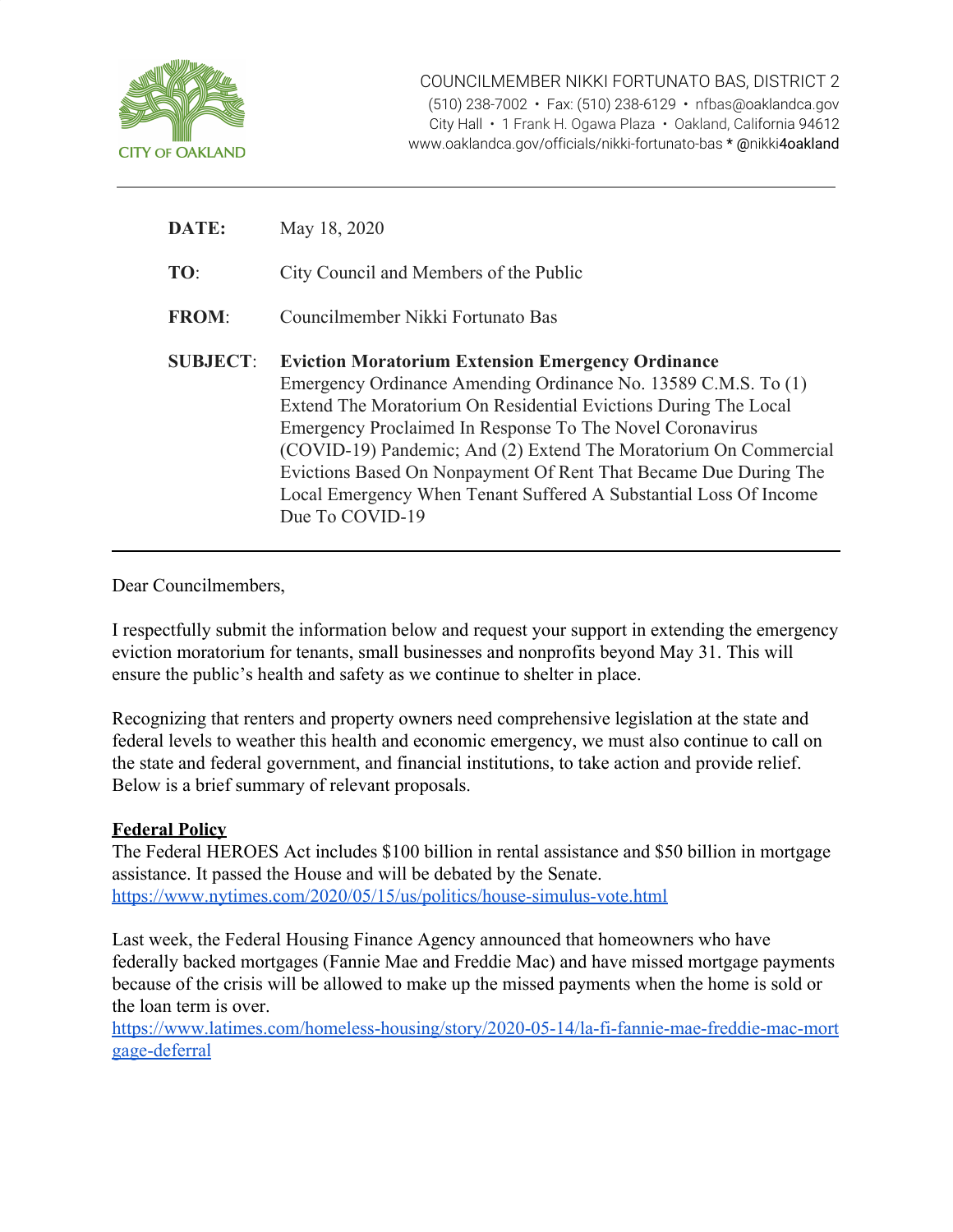CITY OF OAKLAND

COUNCILMEMBER NIKKI FORTUNATO BAS, DISTRICT 2
(510) 238-7002 • Fax: (510) 238-6129 • nfbas@oaklandca.gov
City Hall • 1 Frank H. Ogawa Plaza • Oakland, California 94612
www.oaklandca.gov/officials/nikki-fortunato-bas * @nikki4oakland

---

**DATE:** May 18, 2020

**TO**: City Council and Members of the Public

**FROM**: Councilmember Nikki Fortunato Bas

**SUBJECT**: **Eviction Moratorium Extension Emergency Ordinance**
Emergency Ordinance Amending Ordinance No. 13589 C.M.S. To (1) Extend The Moratorium On Residential Evictions During The Local Emergency Proclaimed In Response To The Novel Coronavirus (COVID-19) Pandemic; And (2) Extend The Moratorium On Commercial Evictions Based On Nonpayment Of Rent That Became Due During The Local Emergency When Tenant Suffered A Substantial Loss Of Income Due To COVID-19

---

Dear Councilmembers,

I respectfully submit the information below and request your support in extending the emergency eviction moratorium for tenants, small businesses and nonprofits beyond May 31. This will ensure the public's health and safety as we continue to shelter in place.

Recognizing that renters and property owners need comprehensive legislation at the state and federal levels to weather this health and economic emergency, we must also continue to call on the state and federal government, and financial institutions, to take action and provide relief. Below is a brief summary of relevant proposals.

**Federal Policy**

The Federal HEROES Act includes $100 billion in rental assistance and $50 billion in mortgage assistance. It passed the House and will be debated by the Senate.
https://www.nytimes.com/2020/05/15/us/politics/house-simulus-vote.html

Last week, the Federal Housing Finance Agency announced that homeowners who have federally backed mortgages (Fannie Mae and Freddie Mac) and have missed mortgage payments because of the crisis will be allowed to make up the missed payments when the home is sold or the loan term is over.
https://www.latimes.com/homeless-housing/story/2020-05-14/la-fi-fannie-mae-freddie-mac-mortgage-deferral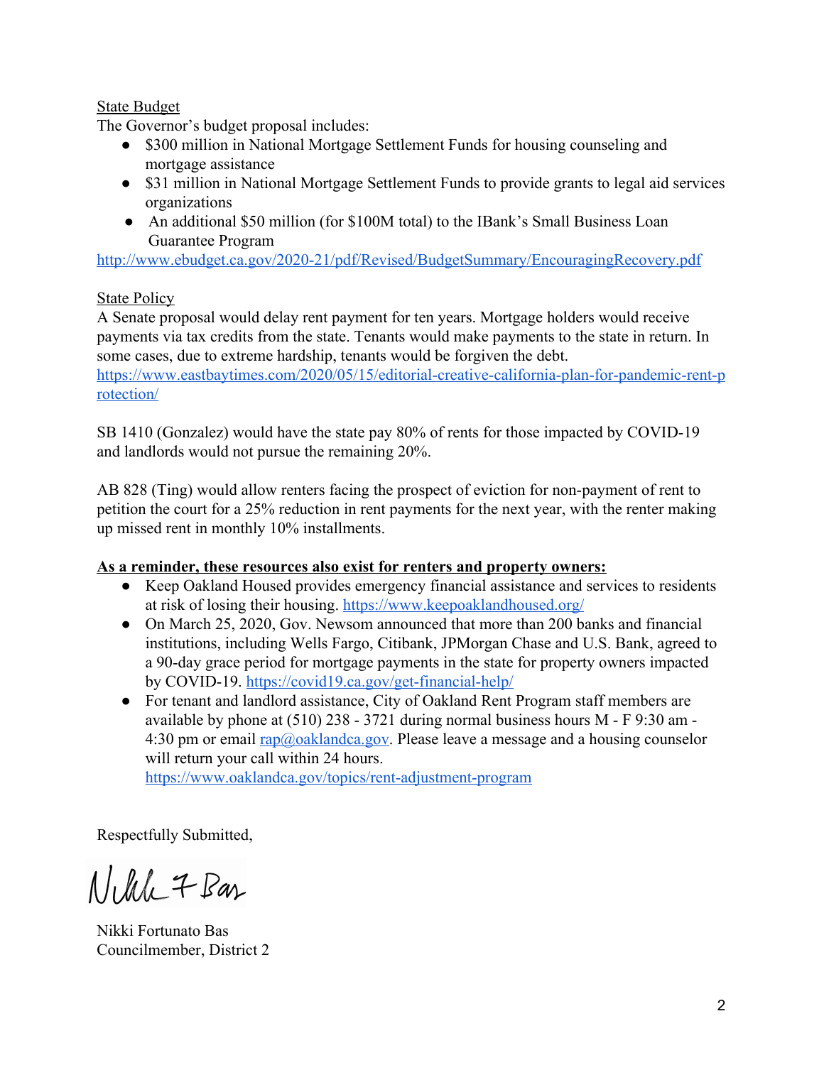State Budget

The Governor's budget proposal includes:

- $300 million in National Mortgage Settlement Funds for housing counseling and mortgage assistance
- $31 million in National Mortgage Settlement Funds to provide grants to legal aid services organizations
- An additional $50 million (for $100M total) to the IBank's Small Business Loan Guarantee Program

http://www.ebudget.ca.gov/2020-21/pdf/Revised/BudgetSummary/EncouragingRecovery.pdf

State Policy

A Senate proposal would delay rent payment for ten years. Mortgage holders would receive payments via tax credits from the state. Tenants would make payments to the state in return. In some cases, due to extreme hardship, tenants would be forgiven the debt.
https://www.eastbaytimes.com/2020/05/15/editorial-creative-california-plan-for-pandemic-rent-protection/

SB 1410 (Gonzalez) would have the state pay 80% of rents for those impacted by COVID-19 and landlords would not pursue the remaining 20%.

AB 828 (Ting) would allow renters facing the prospect of eviction for non-payment of rent to petition the court for a 25% reduction in rent payments for the next year, with the renter making up missed rent in monthly 10% installments.

**As a reminder, these resources also exist for renters and property owners:**

- Keep Oakland Housed provides emergency financial assistance and services to residents at risk of losing their housing. https://www.keepoaklandhoused.org/
- On March 25, 2020, Gov. Newsom announced that more than 200 banks and financial institutions, including Wells Fargo, Citibank, JPMorgan Chase and U.S. Bank, agreed to a 90-day grace period for mortgage payments in the state for property owners impacted by COVID-19. https://covid19.ca.gov/get-financial-help/
- For tenant and landlord assistance, City of Oakland Rent Program staff members are available by phone at (510) 238 - 3721 during normal business hours M - F 9:30 am - 4:30 pm or email rap@oaklandca.gov. Please leave a message and a housing counselor will return your call within 24 hours. https://www.oaklandca.gov/topics/rent-adjustment-program

Respectfully Submitted,

Nikki F Bas

Nikki Fortunato Bas
Councilmember, District 2